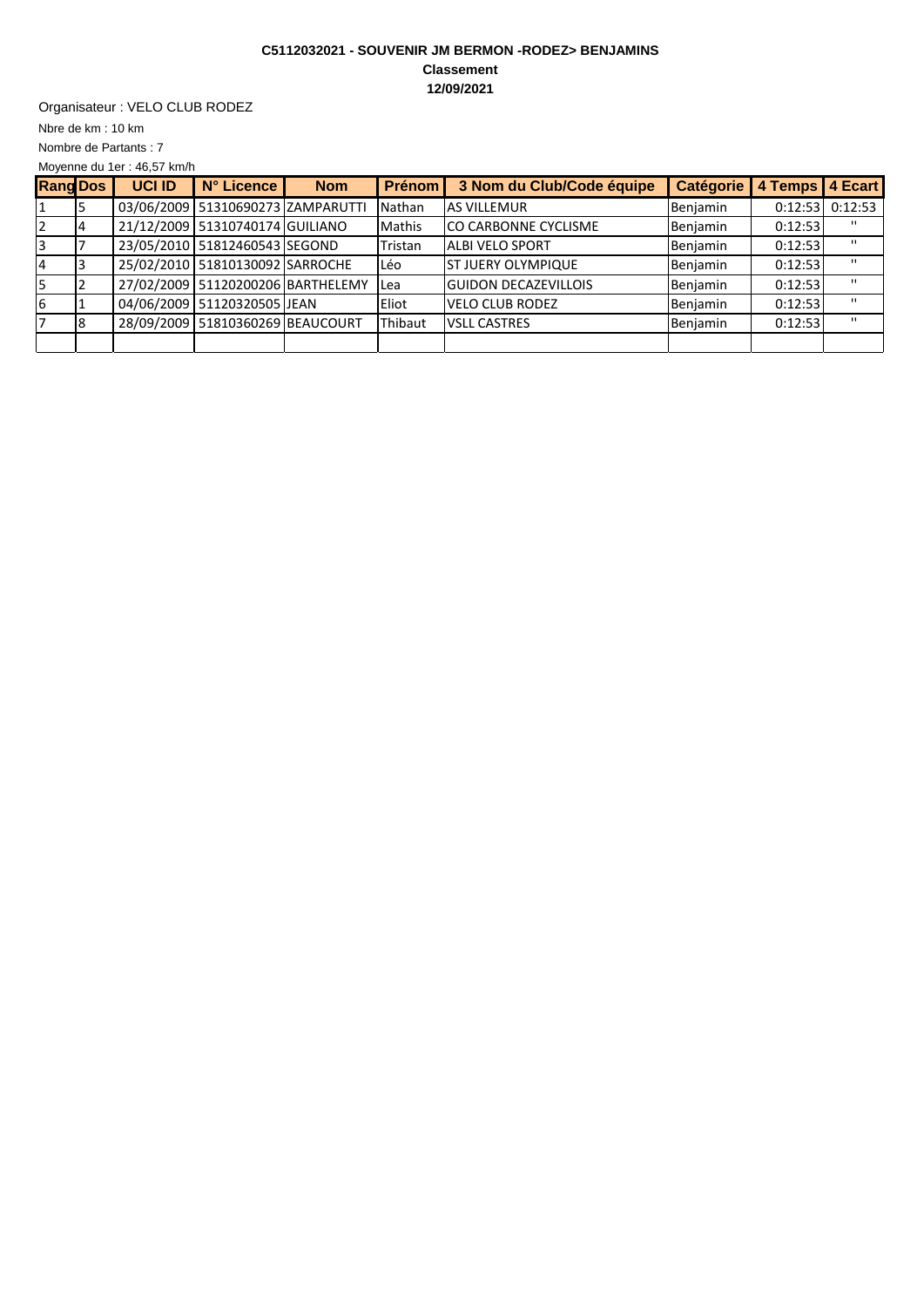**C5112032021 - SOUVENIR JM BERMON -RODEZ> BENJAMINS**

**Classement**

**12/09/2021**

Organisateur : VELO CLUB RODEZ

Nbre de km : 10 km

Nombre de Partants : 7

Moyenne du 1er : 46,57 km/h

| Rang | Dos | UCI ID | N° Licence | Nom | Prénom | 3 Nom du Club/Code équipe | Catégorie | 4 Temps | 4 Ecart |
|---|---|---|---|---|---|---|---|---|---|
| 1 | 5 | 03/06/2009 | 51310690273 | ZAMPARUTTI | Nathan | AS VILLEMUR | Benjamin | 0:12:53 | 0:12:53 |
| 2 | 4 | 21/12/2009 | 51310740174 | GUILIANO | Mathis | CO CARBONNE CYCLISME | Benjamin | 0:12:53 | '' |
| 3 | 7 | 23/05/2010 | 51812460543 | SEGOND | Tristan | ALBI VELO SPORT | Benjamin | 0:12:53 | '' |
| 4 | 3 | 25/02/2010 | 51810130092 | SARROCHE | Léo | ST JUERY OLYMPIQUE | Benjamin | 0:12:53 | '' |
| 5 | 2 | 27/02/2009 | 51120200206 | BARTHELEMY | Lea | GUIDON DECAZEVILLOIS | Benjamin | 0:12:53 | '' |
| 6 | 1 | 04/06/2009 | 51120320505 | JEAN | Eliot | VELO CLUB RODEZ | Benjamin | 0:12:53 | '' |
| 7 | 8 | 28/09/2009 | 51810360269 | BEAUCOURT | Thibaut | VSLL CASTRES | Benjamin | 0:12:53 | '' |
| | | | | | | | | | |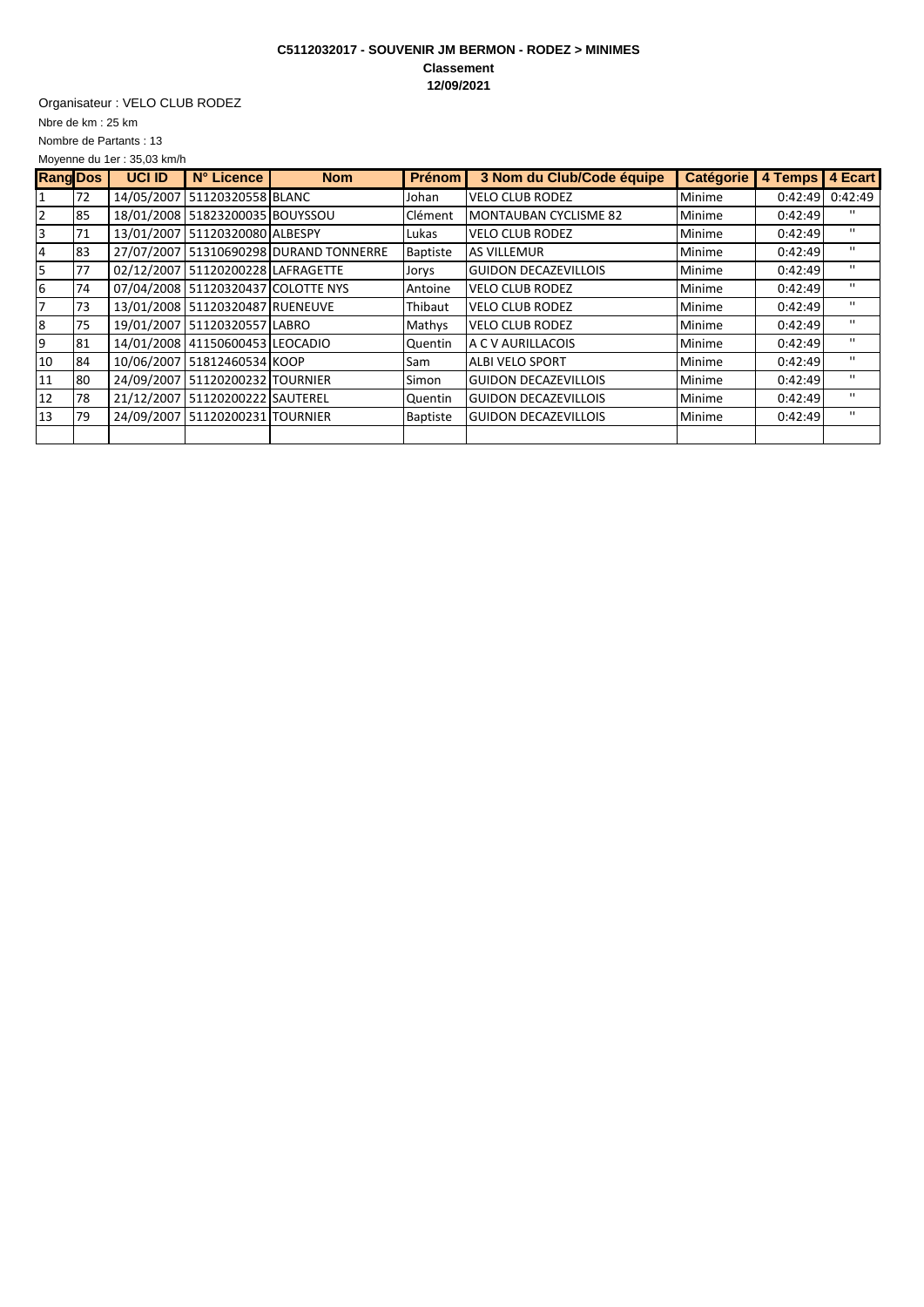**C5112032017 - SOUVENIR JM BERMON - RODEZ > MINIMES**

**Classement**

**12/09/2021**

Organisateur : VELO CLUB RODEZ

Nbre de km : 25 km

Nombre de Partants : 13

Moyenne du 1er : 35,03 km/h

| Rang | Dos | UCI ID | N° Licence | Nom | Prénom | 3 Nom du Club/Code équipe | Catégorie | 4 Temps | 4 Ecart |
|---|---|---|---|---|---|---|---|---|---|
| 1 | 72 | 14/05/2007 | 51120320558 | BLANC | Johan | VELO CLUB RODEZ | Minime | 0:42:49 | 0:42:49 |
| 2 | 85 | 18/01/2008 | 51823200035 | BOUYSSOU | Clément | MONTAUBAN CYCLISME 82 | Minime | 0:42:49 | " |
| 3 | 71 | 13/01/2007 | 51120320080 | ALBESPY | Lukas | VELO CLUB RODEZ | Minime | 0:42:49 | " |
| 4 | 83 | 27/07/2007 | 51310690298 | DURAND TONNERRE | Baptiste | AS VILLEMUR | Minime | 0:42:49 | " |
| 5 | 77 | 02/12/2007 | 51120200228 | LAFRAGETTE | Jorys | GUIDON DECAZEVILLOIS | Minime | 0:42:49 | " |
| 6 | 74 | 07/04/2008 | 51120320437 | COLOTTE NYS | Antoine | VELO CLUB RODEZ | Minime | 0:42:49 | " |
| 7 | 73 | 13/01/2008 | 51120320487 | RUENEUVE | Thibaut | VELO CLUB RODEZ | Minime | 0:42:49 | " |
| 8 | 75 | 19/01/2007 | 51120320557 | LABRO | Mathys | VELO CLUB RODEZ | Minime | 0:42:49 | " |
| 9 | 81 | 14/01/2008 | 41150600453 | LEOCADIO | Quentin | A C V AURILLACOIS | Minime | 0:42:49 | " |
| 10 | 84 | 10/06/2007 | 51812460534 | KOOP | Sam | ALBI VELO SPORT | Minime | 0:42:49 | " |
| 11 | 80 | 24/09/2007 | 51120200232 | TOURNIER | Simon | GUIDON DECAZEVILLOIS | Minime | 0:42:49 | " |
| 12 | 78 | 21/12/2007 | 51120200222 | SAUTEREL | Quentin | GUIDON DECAZEVILLOIS | Minime | 0:42:49 | " |
| 13 | 79 | 24/09/2007 | 51120200231 | TOURNIER | Baptiste | GUIDON DECAZEVILLOIS | Minime | 0:42:49 | " |
| | | | | | | | | | |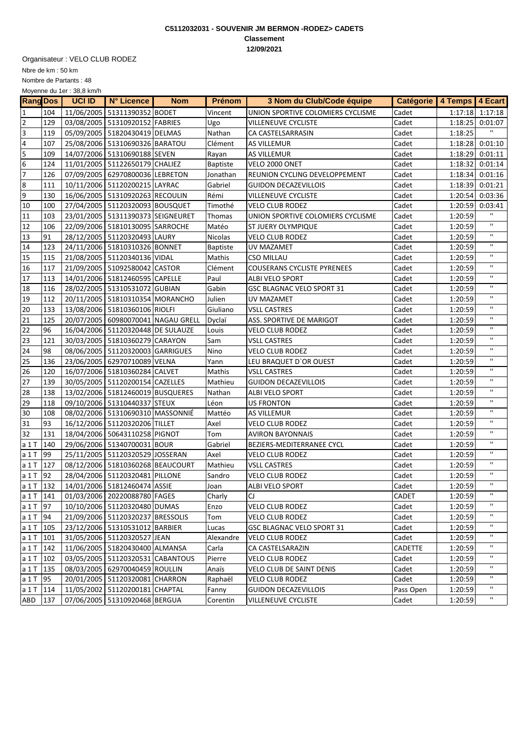**C5112032031 - SOUVENIR JM BERMON -RODEZ> CADETS**

**Classement**

**12/09/2021**

Organisateur : VELO CLUB RODEZ

Nbre de km : 50 km

Nombre de Partants : 48

Moyenne du 1er : 38,8 km/h

| Rang | Dos | UCI ID | N° Licence | Nom | Prénom | 3 Nom du Club/Code équipe | Catégorie | 4 Temps | 4 Ecart |
|---|---|---|---|---|---|---|---|---|---|
| 1 | 104 | 11/06/2005 | 51311390352 | BODET | Vincent | UNION SPORTIVE COLOMIERS CYCLISME | Cadet | 1:17:18 | 1:17:18 |
| 2 | 129 | 03/08/2005 | 51310920152 | FABRIES | Ugo | VILLENEUVE CYCLISTE | Cadet | 1:18:25 | 0:01:07 |
| 3 | 119 | 05/09/2005 | 51820430419 | DELMAS | Nathan | CA CASTELSARRASIN | Cadet | 1:18:25 | " |
| 4 | 107 | 25/08/2006 | 51310690326 | BARATOU | Clément | AS VILLEMUR | Cadet | 1:18:28 | 0:01:10 |
| 5 | 109 | 14/07/2006 | 51310690188 | SEVEN | Rayan | AS VILLEMUR | Cadet | 1:18:29 | 0:01:11 |
| 6 | 124 | 11/01/2005 | 51122650179 | CHALIEZ | Baptiste | VELO 2000 ONET | Cadet | 1:18:32 | 0:01:14 |
| 7 | 126 | 07/09/2005 | 62970800036 | LEBRETON | Jonathan | REUNION CYCLING DEVELOPPEMENT | Cadet | 1:18:34 | 0:01:16 |
| 8 | 111 | 10/11/2006 | 51120200215 | LAYRAC | Gabriel | GUIDON DECAZEVILLOIS | Cadet | 1:18:39 | 0:01:21 |
| 9 | 130 | 16/06/2005 | 51310920263 | RECOULIN | Rémi | VILLENEUVE CYCLISTE | Cadet | 1:20:54 | 0:03:36 |
| 10 | 100 | 27/04/2005 | 51120320093 | BOUSQUET | Timothé | VELO CLUB RODEZ | Cadet | 1:20:59 | 0:03:41 |
| 11 | 103 | 23/01/2005 | 51311390373 | SEIGNEURET | Thomas | UNION SPORTIVE COLOMIERS CYCLISME | Cadet | 1:20:59 | " |
| 12 | 106 | 22/09/2006 | 51810130095 | SARROCHE | Matéo | ST JUERY OLYMPIQUE | Cadet | 1:20:59 | " |
| 13 | 91 | 28/12/2005 | 51120320493 | LAURY | Nicolas | VELO CLUB RODEZ | Cadet | 1:20:59 | " |
| 14 | 123 | 24/11/2006 | 51810310326 | BONNET | Baptiste | UV MAZAMET | Cadet | 1:20:59 | " |
| 15 | 115 | 21/08/2005 | 51120340136 | VIDAL | Mathis | CSO MILLAU | Cadet | 1:20:59 | " |
| 16 | 117 | 21/09/2005 | 51092580042 | CASTOR | Clément | COUSERANS CYCLISTE PYRENEES | Cadet | 1:20:59 | " |
| 17 | 113 | 14/01/2006 | 51812460595 | CAPELLE | Paul | ALBI VELO SPORT | Cadet | 1:20:59 | " |
| 18 | 116 | 28/02/2005 | 51310531072 | GUBIAN | Gabin | GSC BLAGNAC VELO SPORT 31 | Cadet | 1:20:59 | " |
| 19 | 112 | 20/11/2005 | 51810310354 | MORANCHO | Julien | UV MAZAMET | Cadet | 1:20:59 | " |
| 20 | 133 | 13/08/2006 | 51810360106 | RIOLFI | Giuliano | VSLL CASTRES | Cadet | 1:20:59 | " |
| 21 | 125 | 20/07/2005 | 60980070041 | NAGAU GRELL | Dyclaï | ASS. SPORTIVE DE MARIGOT | Cadet | 1:20:59 | " |
| 22 | 96 | 16/04/2006 | 51120320448 | DE SULAUZE | Louis | VELO CLUB RODEZ | Cadet | 1:20:59 | " |
| 23 | 121 | 30/03/2005 | 51810360279 | CARAYON | Sam | VSLL CASTRES | Cadet | 1:20:59 | " |
| 24 | 98 | 08/06/2005 | 51120320003 | GARRIGUES | Nino | VELO CLUB RODEZ | Cadet | 1:20:59 | " |
| 25 | 136 | 23/06/2005 | 62970710089 | VELNA | Yann | LEU BRAQUET D`OR OUEST | Cadet | 1:20:59 | " |
| 26 | 120 | 16/07/2006 | 51810360284 | CALVET | Mathis | VSLL CASTRES | Cadet | 1:20:59 | " |
| 27 | 139 | 30/05/2005 | 51120200154 | CAZELLES | Mathieu | GUIDON DECAZEVILLOIS | Cadet | 1:20:59 | " |
| 28 | 138 | 13/02/2006 | 51812460019 | BUSQUERES | Nathan | ALBI VELO SPORT | Cadet | 1:20:59 | " |
| 29 | 118 | 09/10/2006 | 51310440337 | STEUX | Léon | US FRONTON | Cadet | 1:20:59 | " |
| 30 | 108 | 08/02/2006 | 51310690310 | MASSONNIÉ | Mattéo | AS VILLEMUR | Cadet | 1:20:59 | " |
| 31 | 93 | 16/12/2006 | 51120320206 | TILLET | Axel | VELO CLUB RODEZ | Cadet | 1:20:59 | " |
| 32 | 131 | 18/04/2006 | 50643110258 | PIGNOT | Tom | AVIRON BAYONNAIS | Cadet | 1:20:59 | " |
| a 1 T | 140 | 29/06/2006 | 51340700031 | BOUR | Gabriel | BEZIERS-MEDITERRANEE CYCL | Cadet | 1:20:59 | " |
| a 1 T | 99 | 25/11/2005 | 51120320529 | JOSSERAN | Axel | VELO CLUB RODEZ | Cadet | 1:20:59 | " |
| a 1 T | 127 | 08/12/2006 | 51810360268 | BEAUCOURT | Mathieu | VSLL CASTRES | Cadet | 1:20:59 | " |
| a 1 T | 92 | 28/04/2006 | 51120320481 | PILLONE | Sandro | VELO CLUB RODEZ | Cadet | 1:20:59 | " |
| a 1 T | 132 | 14/01/2006 | 51812460474 | ASSIE | Joan | ALBI VELO SPORT | Cadet | 1:20:59 | " |
| a 1 T | 141 | 01/03/2006 | 20220088780 | FAGES | Charly | CJ | CADET | 1:20:59 | " |
| a 1 T | 97 | 10/10/2006 | 51120320480 | DUMAS | Enzo | VELO CLUB RODEZ | Cadet | 1:20:59 | " |
| a 1 T | 94 | 21/09/2006 | 51120320237 | BRESSOLIS | Tom | VELO CLUB RODEZ | Cadet | 1:20:59 | " |
| a 1 T | 105 | 23/12/2006 | 51310531012 | BARBIER | Lucas | GSC BLAGNAC VELO SPORT 31 | Cadet | 1:20:59 | " |
| a 1 T | 101 | 31/05/2006 | 51120320527 | JEAN | Alexandre | VELO CLUB RODEZ | Cadet | 1:20:59 | " |
| a 1 T | 142 | 11/06/2005 | 51820430400 | ALMANSA | Carla | CA CASTELSARAZIN | CADETTE | 1:20:59 | " |
| a 1 T | 102 | 03/05/2005 | 51120320531 | CABANTOUS | Pierre | VELO CLUB RODEZ | Cadet | 1:20:59 | " |
| a 1 T | 135 | 08/03/2005 | 62970040459 | ROULLIN | Anaïs | VELO CLUB DE SAINT DENIS | Cadet | 1:20:59 | " |
| a 1 T | 95 | 20/01/2005 | 51120320081 | CHARRON | Raphaël | VELO CLUB RODEZ | Cadet | 1:20:59 | " |
| a 1 T | 114 | 11/05/2002 | 51120200181 | CHAPTAL | Fanny | GUIDON DECAZEVILLOIS | Pass Open | 1:20:59 | " |
| ABD | 137 | 07/06/2005 | 51310920468 | BERGUA | Corentin | VILLENEUVE CYCLISTE | Cadet | 1:20:59 | " |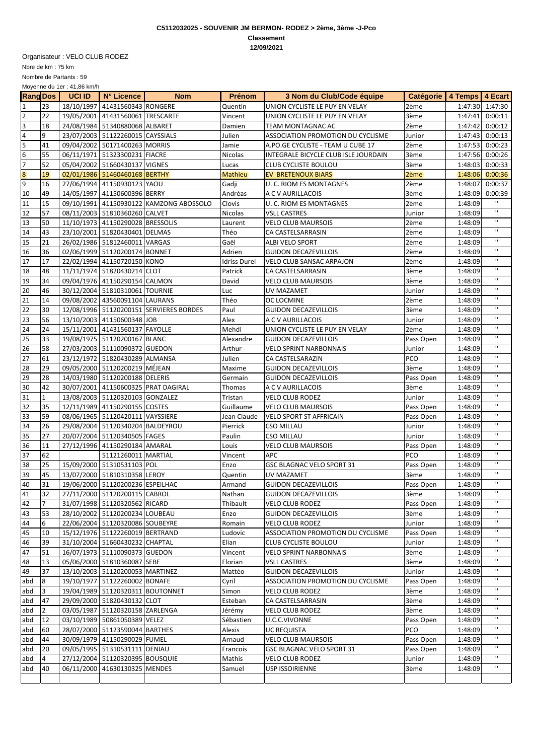**C5112032025 - SOUVENIR JM BERMON- RODEZ > 2ème, 3ème -J-Pco**

**Classement**

**12/09/2021**

Organisateur : VELO CLUB RODEZ

Nbre de km : 75 km

Nombre de Partants : 59

Moyenne du 1er : 41,86 km/h

| Rang | Dos | UCI ID | N° Licence | Nom | Prénom | 3 Nom du Club/Code équipe | Catégorie | 4 Temps | 4 Ecart |
|---|---|---|---|---|---|---|---|---|---|
| 1 | 23 | 18/10/1997 | 41431560343 | RONGERE | Quentin | UNION CYCLISTE LE PUY EN VELAY | 2ème | 1:47:30 | 1:47:30 |
| 2 | 22 | 19/05/2001 | 41431560061 | TRESCARTE | Vincent | UNION CYCLISTE LE PUY EN VELAY | 3ème | 1:47:41 | 0:00:11 |
| 3 | 18 | 24/08/1984 | 51340880068 | ALBARET | Damien | TEAM MONTAGNAC AC | 2ème | 1:47:42 | 0:00:12 |
| 4 | 9 | 23/07/2003 | 51122260015 | CAYSSIALS | Julien | ASSOCIATION PROMOTION DU CYCLISME | Junior | 1:47:43 | 0:00:13 |
| 5 | 41 | 09/04/2002 | 50171400263 | MORRIS | Jamie | A.PO.GE CYCLISTE - TEAM U CUBE 17 | 2ème | 1:47:53 | 0:00:23 |
| 6 | 55 | 06/11/1971 | 51323300231 | FIACRE | Nicolas | INTEGRALE BICYCLE CLUB ISLE JOURDAIN | 3ème | 1:47:56 | 0:00:26 |
| 7 | 52 | 05/04/2002 | 51660430137 | VIGNES | Lucas | CLUB CYCLISTE BOULOU | 3ème | 1:48:03 | 0:00:33 |
| 8 | 19 | 02/01/1986 | 51460460168 | BERTHY | Mathieu | EV BRETENOUX BIARS | 2ème | 1:48:06 | 0:00:36 |
| 9 | 16 | 27/06/1994 | 41150930123 | YAOU | Gadji | U. C. RIOM ES MONTAGNES | 2ème | 1:48:07 | 0:00:37 |
| 10 | 49 | 14/05/1997 | 41150600396 | BERRY | Andréas | A C V AURILLACOIS | 3ème | 1:48:09 | 0:00:39 |
| 11 | 15 | 09/10/1991 | 41150930122 | KAMZONG ABOSSOLO | Clovis | U. C. RIOM ES MONTAGNES | 2ème | 1:48:09 | " |
| 12 | 57 | 08/11/2003 | 51810360260 | CALVET | Nicolas | VSLL CASTRES | Junior | 1:48:09 | " |
| 13 | 50 | 11/10/1973 | 41150290028 | BRESSOLIS | Laurent | VELO CLUB MAURSOIS | 2ème | 1:48:09 | " |
| 14 | 43 | 23/10/2001 | 51820430401 | DELMAS | Théo | CA CASTELSARRASIN | 2ème | 1:48:09 | " |
| 15 | 21 | 26/02/1986 | 51812460011 | VARGAS | Gaël | ALBI VELO SPORT | 2ème | 1:48:09 | " |
| 16 | 36 | 02/06/1999 | 51120200174 | BONNET | Adrien | GUIDON DECAZEVILLOIS | 2ème | 1:48:09 | " |
| 17 | 17 | 22/02/1994 | 41150720150 | KONO | Idriss Durel | VELO CLUB SANSAC ARPAJON | 2ème | 1:48:09 | " |
| 18 | 48 | 11/11/1974 | 51820430214 | CLOT | Patrick | CA CASTELSARRASIN | 3ème | 1:48:09 | " |
| 19 | 34 | 09/04/1976 | 41150290154 | CALMON | David | VELO CLUB MAURSOIS | 3ème | 1:48:09 | " |
| 20 | 46 | 30/12/2004 | 51810310061 | TOURNIE | Luc | UV MAZAMET | Junior | 1:48:09 | " |
| 21 | 14 | 09/08/2002 | 43560091104 | LAURANS | Théo | OC LOCMINE | 2ème | 1:48:09 | " |
| 22 | 30 | 12/08/1996 | 51120200151 | SERVIERES BORDES | Paul | GUIDON DECAZEVILLOIS | 3ème | 1:48:09 | " |
| 23 | 56 | 13/10/2003 | 41150600348 | JOB | Alex | A C V AURILLACOIS | Junior | 1:48:09 | " |
| 24 | 24 | 15/11/2001 | 41431560137 | FAYOLLE | Mehdi | UNION CYCLISTE LE PUY EN VELAY | 2ème | 1:48:09 | " |
| 25 | 33 | 19/08/1975 | 51120200167 | BLANC | Alexandre | GUIDON DECAZEVILLOIS | Pass Open | 1:48:09 | " |
| 26 | 58 | 27/03/2003 | 51110090372 | GUEDON | Arthur | VELO SPRINT NARBONNAIS | Junior | 1:48:09 | " |
| 27 | 61 | 23/12/1972 | 51820430289 | ALMANSA | Julien | CA CASTELSARAZIN | PCO | 1:48:09 | " |
| 28 | 29 | 09/05/2000 | 51120200219 | MÉJEAN | Maxime | GUIDON DECAZEVILLOIS | 3ème | 1:48:09 | " |
| 29 | 28 | 14/03/1980 | 51120200188 | DELERIS | Germain | GUIDON DECAZEVILLOIS | Pass Open | 1:48:09 | " |
| 30 | 42 | 30/07/2001 | 41150600325 | PRAT DAGIRAL | Thomas | A C V AURILLACOIS | 3ème | 1:48:09 | " |
| 31 | 1 | 13/08/2003 | 51120320103 | GONZALEZ | Tristan | VELO CLUB RODEZ | Junior | 1:48:09 | " |
| 32 | 35 | 12/11/1989 | 41150290155 | COSTES | Guillaume | VELO CLUB MAURSOIS | Pass Open | 1:48:09 | " |
| 33 | 59 | 08/06/1965 | 51120420111 | VAYSSIERE | Jean Claude | VELO SPORT ST AFFRICAIN | Pass Open | 1:48:09 | " |
| 34 | 26 | 29/08/2004 | 51120340204 | BALDEYROU | Pierrick | CSO MILLAU | Junior | 1:48:09 | " |
| 35 | 27 | 20/07/2004 | 51120340505 | FAGES | Paulin | CSO MILLAU | Junior | 1:48:09 | " |
| 36 | 11 | 27/12/1996 | 41150290184 | AMARAL | Louis | VELO CLUB MAURSOIS | Pass Open | 1:48:09 | " |
| 37 | 62 | | 51121260011 | MARTIAL | Vincent | APC | PCO | 1:48:09 | " |
| 38 | 25 | 15/09/2000 | 51310531103 | POL | Enzo | GSC BLAGNAC VELO SPORT 31 | Pass Open | 1:48:09 | " |
| 39 | 45 | 13/07/2000 | 51810310358 | LEROY | Quentin | UV MAZAMET | 3ème | 1:48:09 | " |
| 40 | 31 | 19/06/2000 | 51120200236 | ESPEILHAC | Armand | GUIDON DECAZEVILLOIS | Pass Open | 1:48:09 | " |
| 41 | 32 | 27/11/2000 | 51120200115 | CABROL | Nathan | GUIDON DECAZEVILLOIS | 3ème | 1:48:09 | " |
| 42 | 7 | 31/07/1998 | 51120320562 | RICARD | Thibault | VELO CLUB RODEZ | Pass Open | 1:48:09 | " |
| 43 | 53 | 28/10/2002 | 51120200234 | LOUBEAU | Enzo | GUIDON DECAZEVILLOIS | 3ème | 1:48:09 | " |
| 44 | 6 | 22/06/2004 | 51120320086 | SOUBEYRE | Romain | VELO CLUB RODEZ | Junior | 1:48:09 | " |
| 45 | 10 | 15/12/1976 | 51122260019 | BERTRAND | Ludovic | ASSOCIATION PROMOTION DU CYCLISME | Pass Open | 1:48:09 | " |
| 46 | 39 | 31/10/2004 | 51660430232 | CHAPTAL | Elian | CLUB CYCLISTE BOULOU | Junior | 1:48:09 | " |
| 47 | 51 | 16/07/1973 | 51110090373 | GUEDON | Vincent | VELO SPRINT NARBONNAIS | 3ème | 1:48:09 | " |
| 48 | 13 | 05/06/2000 | 51810360087 | SEBE | Florian | VSLL CASTRES | 3ème | 1:48:09 | " |
| 49 | 37 | 13/10/2003 | 51120200053 | MARTINEZ | Mattéo | GUIDON DECAZEVILLOIS | Junior | 1:48:09 | " |
| abd | 8 | 19/10/1977 | 51122260002 | BONAFE | Cyril | ASSOCIATION PROMOTION DU CYCLISME | Pass Open | 1:48:09 | " |
| abd | 3 | 19/04/1989 | 51120320311 | BOUTONNET | Simon | VELO CLUB RODEZ | 3ème | 1:48:09 | " |
| abd | 47 | 29/09/2000 | 51820430132 | CLOT | Esteban | CA CASTELSARRASIN | 3ème | 1:48:09 | " |
| abd | 2 | 03/05/1987 | 51120320158 | ZARLENGA | Jérémy | VELO CLUB RODEZ | 3ème | 1:48:09 | " |
| abd | 12 | 03/10/1989 | 50861050389 | VELEZ | Sébastien | U.C.C.VIVONNE | Pass Open | 1:48:09 | " |
| abd | 60 | 28/07/2000 | 51123590044 | BARTHES | Alexis | UC REQUISTA | PCO | 1:48:09 | " |
| abd | 44 | 30/09/1979 | 41150290029 | FUMEL | Arnaud | VELO CLUB MAURSOIS | Pass Open | 1:48:09 | " |
| abd | 20 | 09/05/1995 | 51310531111 | DENIAU | Francois | GSC BLAGNAC VELO SPORT 31 | Pass Open | 1:48:09 | " |
| abd | 4 | 27/12/2004 | 51120320395 | BOUSQUIE | Mathis | VELO CLUB RODEZ | Junior | 1:48:09 | " |
| abd | 40 | 06/11/2000 | 41630130325 | MENDES | Samuel | USP ISSOIRIENNE | 3ème | 1:48:09 | " |